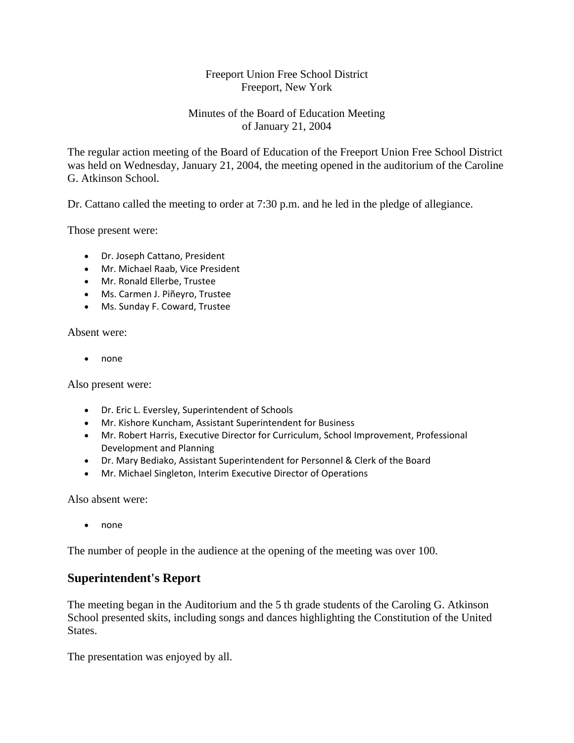Freeport Union Free School District
Freeport, New York

Minutes of the Board of Education Meeting
of January 21, 2004

The regular action meeting of the Board of Education of the Freeport Union Free School District was held on Wednesday, January 21, 2004, the meeting opened in the auditorium of the Caroline G. Atkinson School.

Dr. Cattano called the meeting to order at 7:30 p.m. and he led in the pledge of allegiance.

Those present were:

- Dr. Joseph Cattano, President
- Mr. Michael Raab, Vice President
- Mr. Ronald Ellerbe, Trustee
- Ms. Carmen J. Piñeyro, Trustee
- Ms. Sunday F. Coward, Trustee

Absent were:

- none

Also present were:

- Dr. Eric L. Eversley, Superintendent of Schools
- Mr. Kishore Kuncham, Assistant Superintendent for Business
- Mr. Robert Harris, Executive Director for Curriculum, School Improvement, Professional Development and Planning
- Dr. Mary Bediako, Assistant Superintendent for Personnel & Clerk of the Board
- Mr. Michael Singleton, Interim Executive Director of Operations

Also absent were:

- none

The number of people in the audience at the opening of the meeting was over 100.

## Superintendent's Report

The meeting began in the Auditorium and the 5 th grade students of the Caroling G. Atkinson School presented skits, including songs and dances highlighting the Constitution of the United States.

The presentation was enjoyed by all.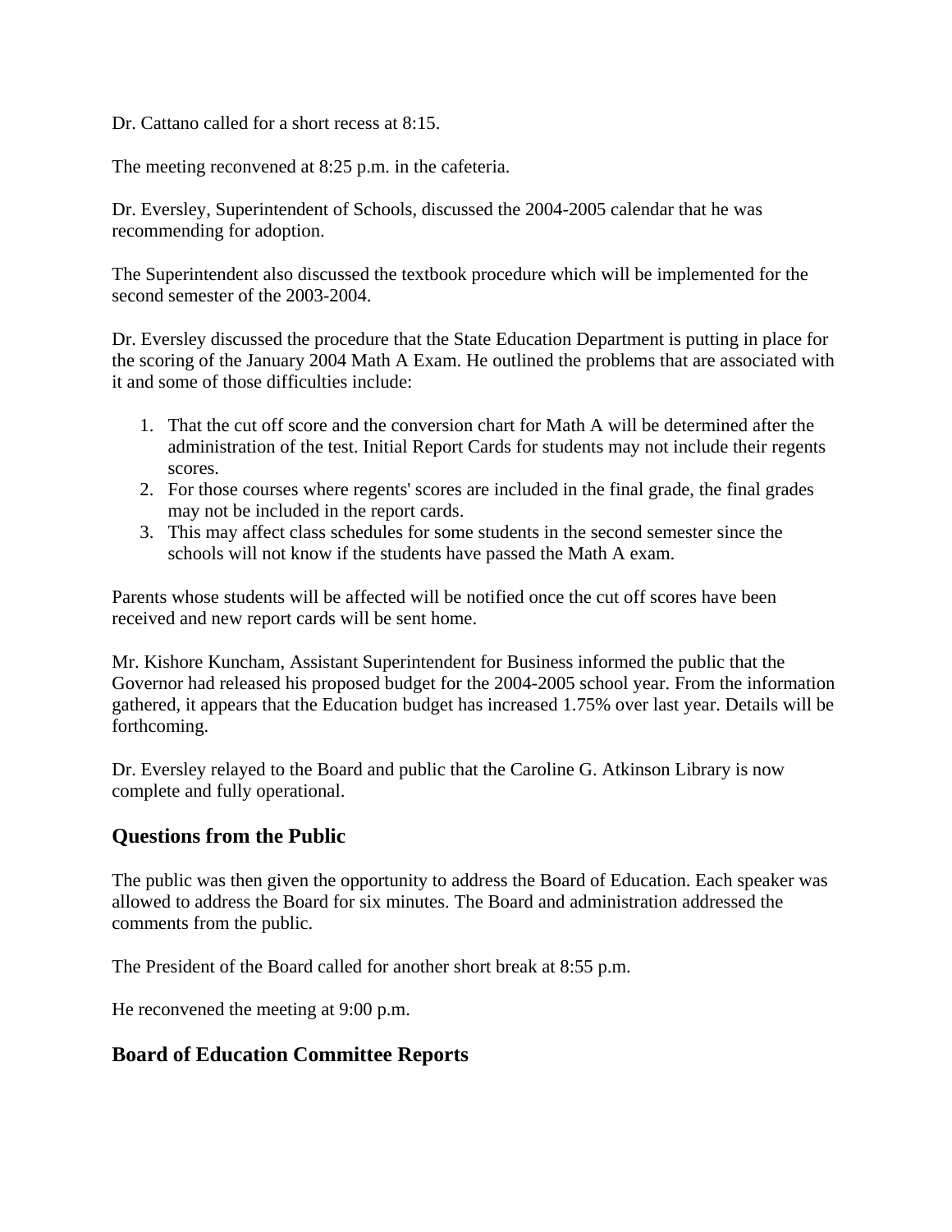Dr. Cattano called for a short recess at 8:15.

The meeting reconvened at 8:25 p.m. in the cafeteria.

Dr. Eversley, Superintendent of Schools, discussed the 2004-2005 calendar that he was recommending for adoption.

The Superintendent also discussed the textbook procedure which will be implemented for the second semester of the 2003-2004.

Dr. Eversley discussed the procedure that the State Education Department is putting in place for the scoring of the January 2004 Math A Exam. He outlined the problems that are associated with it and some of those difficulties include:

1. That the cut off score and the conversion chart for Math A will be determined after the administration of the test. Initial Report Cards for students may not include their regents scores.
2. For those courses where regents' scores are included in the final grade, the final grades may not be included in the report cards.
3. This may affect class schedules for some students in the second semester since the schools will not know if the students have passed the Math A exam.

Parents whose students will be affected will be notified once the cut off scores have been received and new report cards will be sent home.

Mr. Kishore Kuncham, Assistant Superintendent for Business informed the public that the Governor had released his proposed budget for the 2004-2005 school year. From the information gathered, it appears that the Education budget has increased 1.75% over last year. Details will be forthcoming.

Dr. Eversley relayed to the Board and public that the Caroline G. Atkinson Library is now complete and fully operational.

## Questions from the Public

The public was then given the opportunity to address the Board of Education. Each speaker was allowed to address the Board for six minutes. The Board and administration addressed the comments from the public.

The President of the Board called for another short break at 8:55 p.m.

He reconvened the meeting at 9:00 p.m.

## Board of Education Committee Reports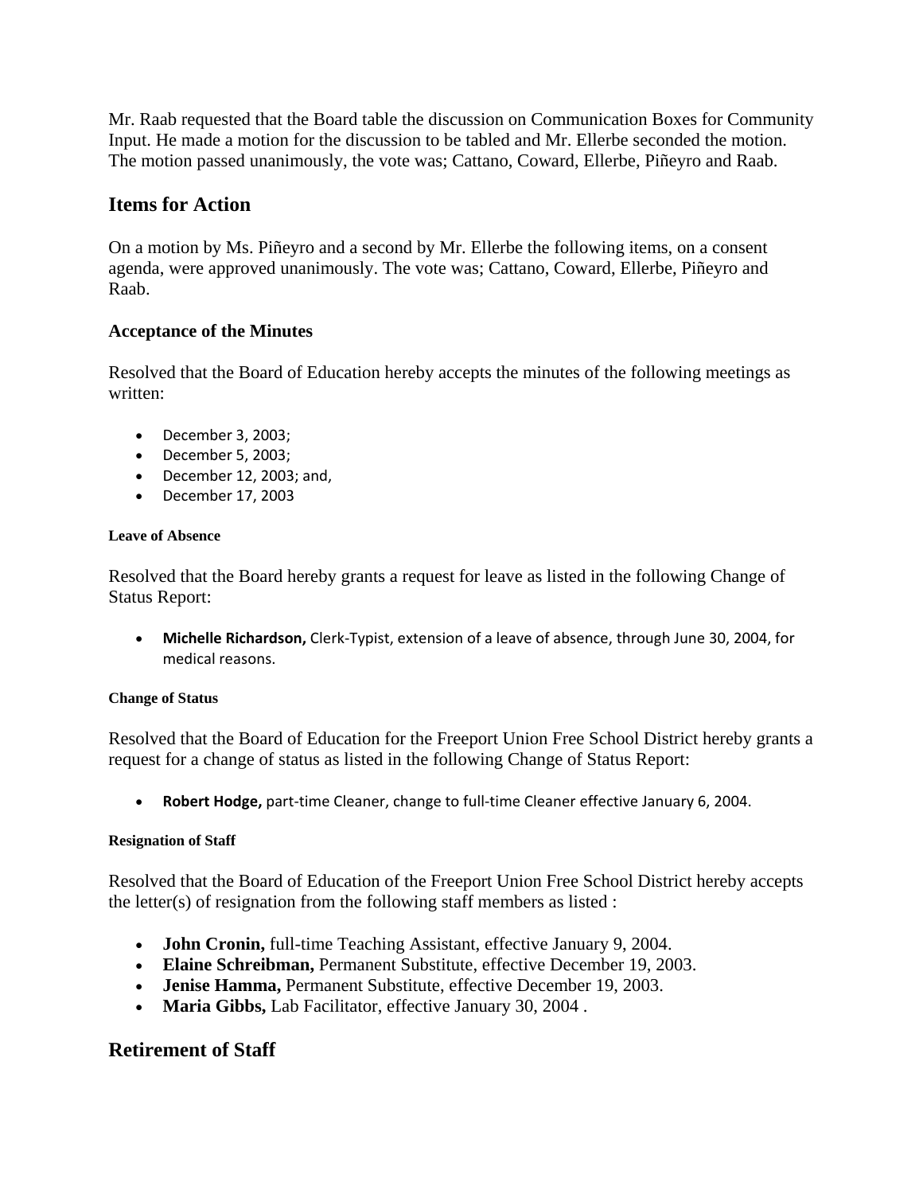Mr. Raab requested that the Board table the discussion on Communication Boxes for Community Input. He made a motion for the discussion to be tabled and Mr. Ellerbe seconded the motion. The motion passed unanimously, the vote was; Cattano, Coward, Ellerbe, Piñeyro and Raab.

## Items for Action

On a motion by Ms. Piñeyro and a second by Mr. Ellerbe the following items, on a consent agenda, were approved unanimously. The vote was; Cattano, Coward, Ellerbe, Piñeyro and Raab.

### Acceptance of the Minutes

Resolved that the Board of Education hereby accepts the minutes of the following meetings as written:

- December 3, 2003;
- December 5, 2003;
- December 12, 2003; and,
- December 17, 2003

#### Leave of Absence

Resolved that the Board hereby grants a request for leave as listed in the following Change of Status Report:

- **Michelle Richardson,** Clerk-Typist, extension of a leave of absence, through June 30, 2004, for medical reasons.

#### Change of Status

Resolved that the Board of Education for the Freeport Union Free School District hereby grants a request for a change of status as listed in the following Change of Status Report:

- **Robert Hodge,** part-time Cleaner, change to full-time Cleaner effective January 6, 2004.

#### Resignation of Staff

Resolved that the Board of Education of the Freeport Union Free School District hereby accepts the letter(s) of resignation from the following staff members as listed :

- **John Cronin,** full-time Teaching Assistant, effective January 9, 2004.
- **Elaine Schreibman,** Permanent Substitute, effective December 19, 2003.
- **Jenise Hamma,** Permanent Substitute, effective December 19, 2003.
- **Maria Gibbs,** Lab Facilitator, effective January 30, 2004 .

## Retirement of Staff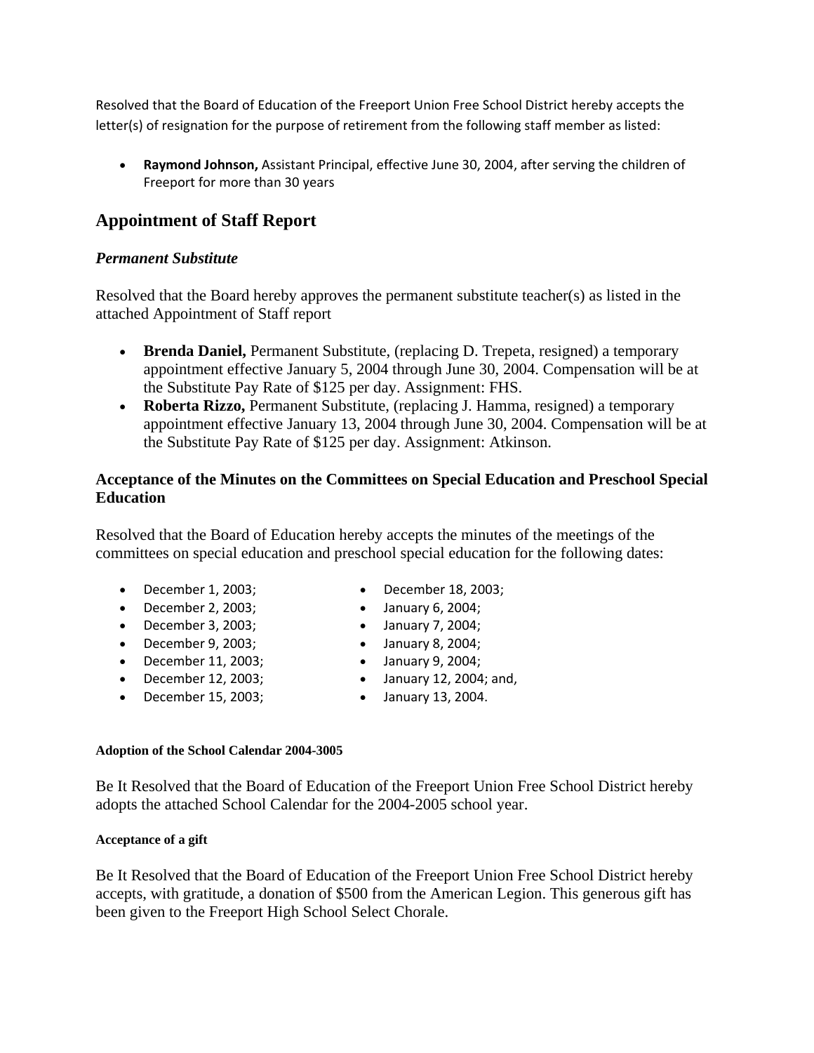Resolved that the Board of Education of the Freeport Union Free School District hereby accepts the letter(s) of resignation for the purpose of retirement from the following staff member as listed:

- **Raymond Johnson,** Assistant Principal, effective June 30, 2004, after serving the children of Freeport for more than 30 years

## Appointment of Staff Report

### *Permanent Substitute*

Resolved that the Board hereby approves the permanent substitute teacher(s) as listed in the attached Appointment of Staff report

- **Brenda Daniel,** Permanent Substitute, (replacing D. Trepeta, resigned) a temporary appointment effective January 5, 2004 through June 30, 2004. Compensation will be at the Substitute Pay Rate of $125 per day. Assignment: FHS.
- **Roberta Rizzo,** Permanent Substitute, (replacing J. Hamma, resigned) a temporary appointment effective January 13, 2004 through June 30, 2004. Compensation will be at the Substitute Pay Rate of $125 per day. Assignment: Atkinson.

### Acceptance of the Minutes on the Committees on Special Education and Preschool Special Education

Resolved that the Board of Education hereby accepts the minutes of the meetings of the committees on special education and preschool special education for the following dates:

- December 1, 2003;
- December 2, 2003;
- December 3, 2003;
- December 9, 2003;
- December 11, 2003;
- December 12, 2003;
- December 15, 2003;
- December 18, 2003;
- January 6, 2004;
- January 7, 2004;
- January 8, 2004;
- January 9, 2004;
- January 12, 2004; and,
- January 13, 2004.

#### Adoption of the School Calendar 2004-3005

Be It Resolved that the Board of Education of the Freeport Union Free School District hereby adopts the attached School Calendar for the 2004-2005 school year.

#### Acceptance of a gift

Be It Resolved that the Board of Education of the Freeport Union Free School District hereby accepts, with gratitude, a donation of $500 from the American Legion. This generous gift has been given to the Freeport High School Select Chorale.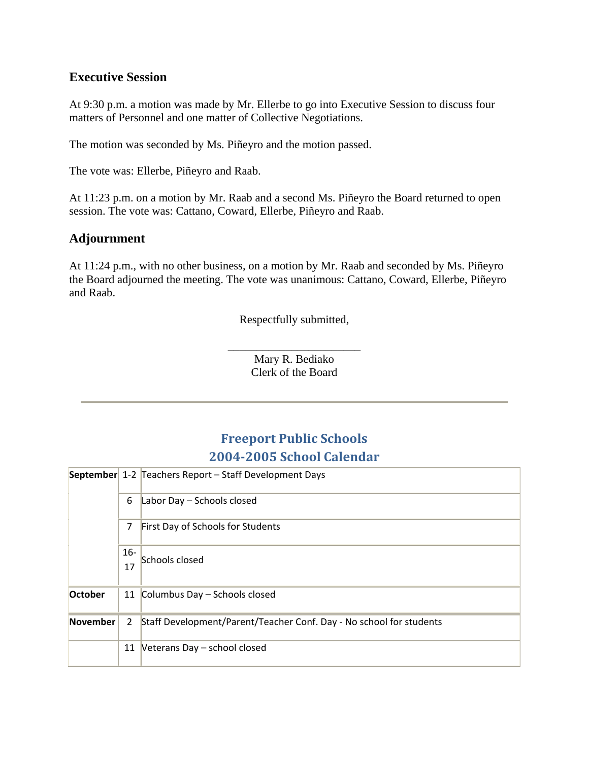## Executive Session

At 9:30 p.m. a motion was made by Mr. Ellerbe to go into Executive Session to discuss four matters of Personnel and one matter of Collective Negotiations.

The motion was seconded by Ms. Piñeyro and the motion passed.

The vote was: Ellerbe, Piñeyro and Raab.

At 11:23 p.m. on a motion by Mr. Raab and a second Ms. Piñeyro the Board returned to open session. The vote was: Cattano, Coward, Ellerbe, Piñeyro and Raab.

## Adjournment

At 11:24 p.m., with no other business, on a motion by Mr. Raab and seconded by Ms. Piñeyro the Board adjourned the meeting. The vote was unanimous: Cattano, Coward, Ellerbe, Piñeyro and Raab.

Respectfully submitted,

______________________
Mary R. Bediako
Clerk of the Board

---

## Freeport Public Schools
## 2004-2005 School Calendar

| | | |
|---|---|---|
| **September** | 1-2 | Teachers Report – Staff Development Days |
| | 6 | Labor Day – Schools closed |
| | 7 | First Day of Schools for Students |
| | 16-17 | Schools closed |
| **October** | 11 | Columbus Day – Schools closed |
| **November** | 2 | Staff Development/Parent/Teacher Conf. Day - No school for students |
| | 11 | Veterans Day – school closed |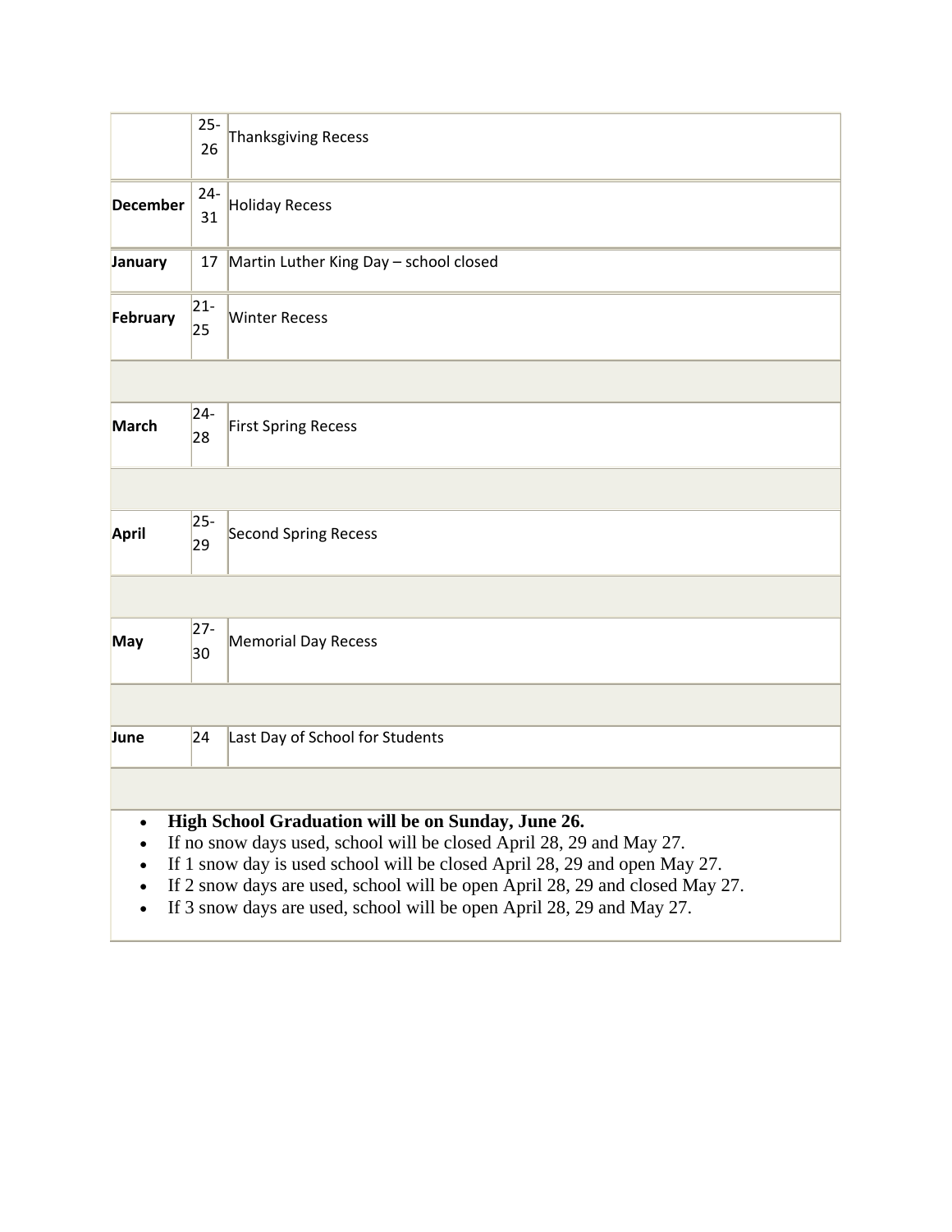| | | |
|---|---|---|
| | 25-26 | Thanksgiving Recess |
| **December** | 24-31 | Holiday Recess |
| **January** | 17 | Martin Luther King Day – school closed |
| **February** | 21-25 | Winter Recess |
| | | |
| **March** | 24-28 | First Spring Recess |
| | | |
| **April** | 25-29 | Second Spring Recess |
| | | |
| **May** | 27-30 | Memorial Day Recess |
| | | |
| **June** | 24 | Last Day of School for Students |
| | | |

- **High School Graduation will be on Sunday, June 26.**
- If no snow days used, school will be closed April 28, 29 and May 27.
- If 1 snow day is used school will be closed April 28, 29 and open May 27.
- If 2 snow days are used, school will be open April 28, 29 and closed May 27.
- If 3 snow days are used, school will be open April 28, 29 and May 27.